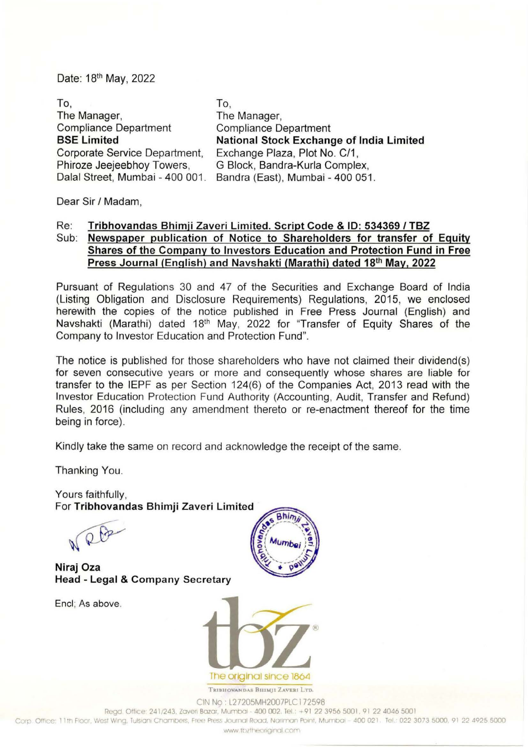Date: 18th May, 2022

To,
The Manager,
Compliance Department
**BSE Limited**
Corporate Service Department,
Phiroze Jeejeebhoy Towers,
Dalal Street, Mumbai - 400 001.

To,
The Manager,
Compliance Department
**National Stock Exchange of India Limited**
Exchange Plaza, Plot No. C/1,
G Block, Bandra-Kurla Complex,
Bandra (East), Mumbai - 400 051.

Dear Sir / Madam,

Re: **Tribhovandas Bhimji Zaveri Limited. Script Code & ID: 534369 / TBZ**
Sub: **Newspaper publication of Notice to Shareholders for transfer of Equity Shares of the Company to Investors Education and Protection Fund in Free Press Journal (English) and Navshakti (Marathi) dated 18th May, 2022**

Pursuant of Regulations 30 and 47 of the Securities and Exchange Board of India (Listing Obligation and Disclosure Requirements) Regulations, 2015, we enclosed herewith the copies of the notice published in Free Press Journal (English) and Navshakti (Marathi) dated 18th May, 2022 for "Transfer of Equity Shares of the Company to Investor Education and Protection Fund".

The notice is published for those shareholders who have not claimed their dividend(s) for seven consecutive years or more and consequently whose shares are liable for transfer to the IEPF as per Section 124(6) of the Companies Act, 2013 read with the Investor Education Protection Fund Authority (Accounting, Audit, Transfer and Refund) Rules, 2016 (including any amendment thereto or re-enactment thereof for the time being in force).

Kindly take the same on record and acknowledge the receipt of the same.

Thanking You.

Yours faithfully,
For **Tribhovandas Bhimji Zaveri Limited**

**Niraj Oza**
**Head - Legal & Company Secretary**

Encl; As above.

The original since 1864
TRIBHOVANDAS BHIMJI ZAVERI LTD.
CIN No : L27205MH2007PLC172598
Regd. Office: 241/243, Zaveri Bazar, Mumbai - 400 002. Tel.: +91 22 3956 5001, 91 22 4046 5001
Corp. Office: 11th Floor, West Wing, Tulsiani Chambers, Free Press Journal Road, Nariman Point, Mumbai - 400 021. Tel.: 022 3073 5000, 91 22 4925 5000
www.tbztheoriginal.com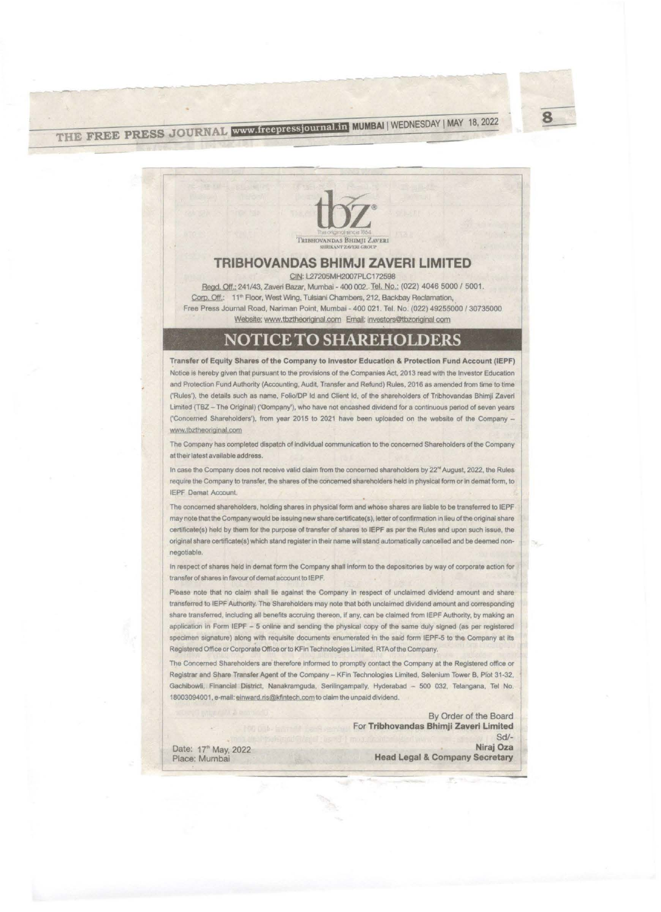THE FREE PRESS JOURNAL www.freepressjournal.in MUMBAI | WEDNESDAY | MAY 18, 2022

tbz®
The original since 1864
TRIBHOVANDAS BHIMJI ZAVERI
SHRIKANT ZAVERI GROUP

# TRIBHOVANDAS BHIMJI ZAVERI LIMITED

CIN: L27205MH2007PLC172598

Regd. Off.: 241/43, Zaveri Bazar, Mumbai - 400 002. Tel. No.: (022) 4046 5000 / 5001.
Corp. Off.: 11th Floor, West Wing, Tulsiani Chambers, 212, Backbay Reclamation,
Free Press Journal Road, Nariman Point, Mumbai - 400 021. Tel. No. (022) 49255000 / 30735000
Website: www.tbztheoriginal.com Email: investors@tbzoriginal.com

## NOTICE TO SHAREHOLDERS

**Transfer of Equity Shares of the Company to Investor Education & Protection Fund Account (IEPF)**

Notice is hereby given that pursuant to the provisions of the Companies Act, 2013 read with the Investor Education and Protection Fund Authority (Accounting, Audit, Transfer and Refund) Rules, 2016 as amended from time to time ('Rules'), the details such as name, Folio/DP Id and Client Id, of the shareholders of Tribhovandas Bhimji Zaveri Limited (TBZ – The Original) ('Company'), who have not encashed dividend for a continuous period of seven years ('Concerned Shareholders'), from year 2015 to 2021 have been uploaded on the website of the Company – www.tbztheoriginal.com

The Company has completed dispatch of individual communication to the concerned Shareholders of the Company at their latest available address.

In case the Company does not receive valid claim from the concerned shareholders by 22nd August, 2022, the Rules require the Company to transfer, the shares of the concerned shareholders held in physical form or in demat form, to IEPF Demat Account.

The concerned shareholders, holding shares in physical form and whose shares are liable to be transferred to IEPF may note that the Company would be issuing new share certificate(s), letter of confirmation in lieu of the original share certificate(s) held by them for the purpose of transfer of shares to IEPF as per the Rules and upon such issue, the original share certificate(s) which stand register in their name will stand automatically cancelled and be deemed non-negotiable.

In respect of shares held in demat form the Company shall inform to the depositories by way of corporate action for transfer of shares in favour of demat account to IEPF.

Please note that no claim shall lie against the Company in respect of unclaimed dividend amount and share transferred to IEPF Authority. The Shareholders may note that both unclaimed dividend amount and corresponding share transferred, including all benefits accruing thereon, if any, can be claimed from IEPF Authority, by making an application in Form IEPF – 5 online and sending the physical copy of the same duly signed (as per registered specimen signature) along with requisite documents enumerated in the said form IEPF-5 to the Company at its Registered Office or Corporate Office or to KFin Technologies Limited, RTA of the Company.

The Concerned Shareholders are therefore informed to promptly contact the Company at the Registered office or Registrar and Share Transfer Agent of the Company – KFin Technologies Limited, Selenium Tower B, Plot 31-32, Gachibowli, Financial District, Nanakramguda, Serilingampally, Hyderabad – 500 032, Telangana, Tel No. 18003094001, e-mail: einward.ris@kfintech.com to claim the unpaid dividend.

By Order of the Board
For **Tribhovandas Bhimji Zaveri Limited**
Sd/-
**Niraj Oza**
**Head Legal & Company Secretary**

Date: 17th May, 2022
Place: Mumbai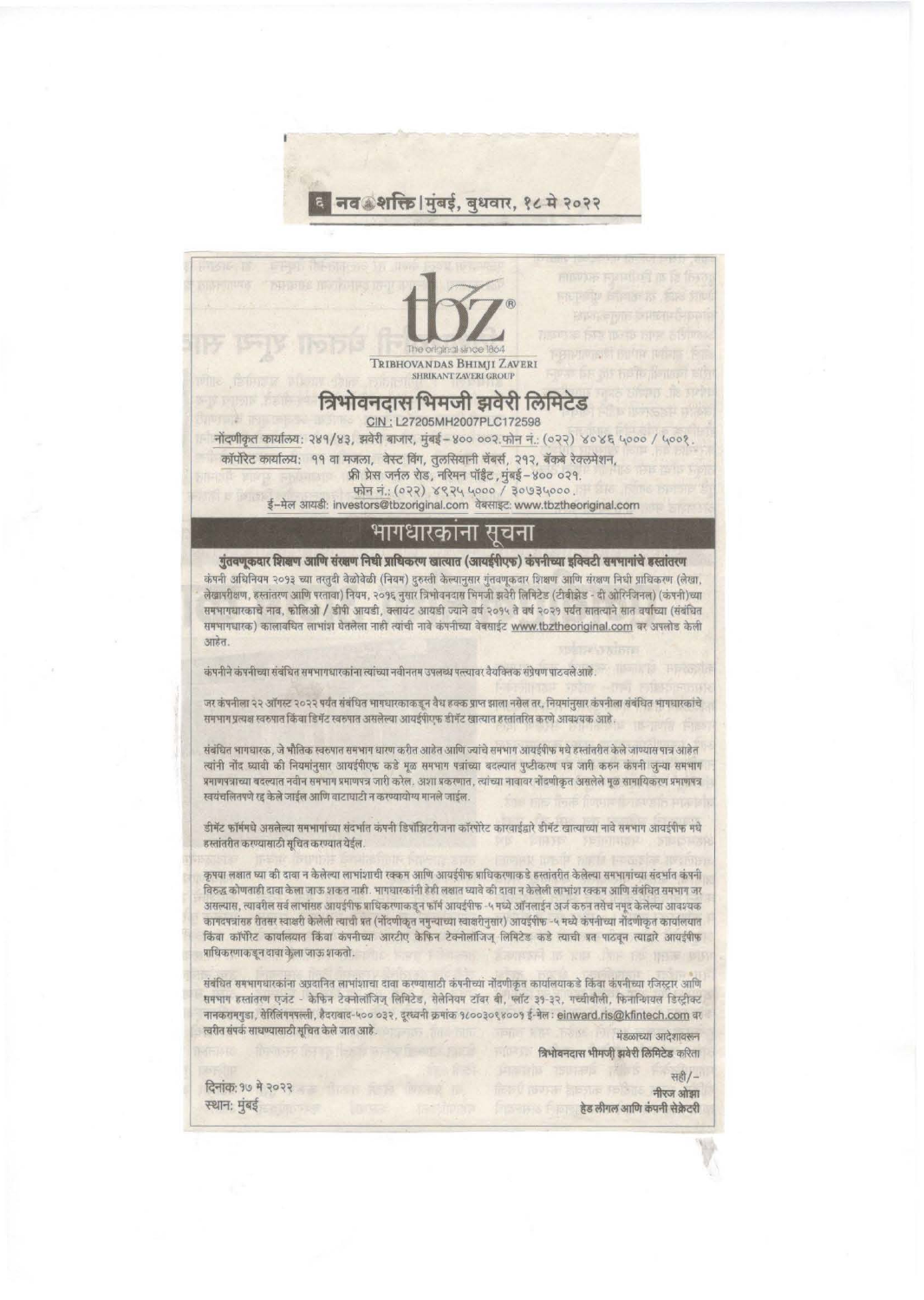६ नवशक्ति | मुंबई, बुधवार, १८ मे २०२२

tbz®
The original since 1864
TRIBHOVANDAS BHIMJI ZAVERI
SHRIKANT ZAVERI GROUP

# त्रिभोवनदास भिमजी झवेरी लिमिटेड

CIN : L27205MH2007PLC172598

नोंदणीकृत कार्यालय: २४१/४३, झवेरी बाजार, मुंबई – ४०० ००२.फोन नं.: (०२२) ४०४६ ५००० / ५००१.
कॉर्पोरेट कार्यालय: ११ वा मजला, वेस्ट विंग, तुलसियानी चेंबर्स, २१२, बॅकबे रेक्लमेशन, फ्री प्रेस जर्नल रोड, नरिमन पॉईंट, मुंबई – ४०० ०२१.
फोन नं.: (०२२) ४९२५ ५००० / ३०७३५०००.
ई-मेल आयडी: investors@tbzoriginal.com वेबसाइट: www.tbztheoriginal.com

## भागधारकांना सूचना

**गुंतवणूकदार शिक्षण आणि संरक्षण निधी प्राधिकरण खात्यात (आयईपीएफ) कंपनीच्या इक्विटी समभागांचे हस्तांतरण**

कंपनी अधिनियम २०१३ च्या तरतुदी वेळोवेळी (नियम) दुरुस्ती केल्यानुसार गुंतवणूकदार शिक्षण आणि संरक्षण निधी प्राधिकरण (लेखा, लेखापरीक्षण, हस्तांतरण आणि परतावा) नियम, २०१६ नुसार त्रिभोवनदास भिमजी झवेरी लिमिटेड (टीबीझेड - दी ओरिजिनल) (कंपनी)च्या समभागधारकाचे नाव, फोलिओ / डीपी आयडी, क्लायंट आयडी ज्याने वर्ष २०१५ ते वर्ष २०२१ पर्यंत सातत्याने सात वर्षांच्या (संबंधित समभागधारक) कालावधित लाभांश घेतलेला नाही त्यांची नावे कंपनीच्या वेबसाईट www.tbztheoriginal.com वर अपलोड केली आहेत.

कंपनीने कंपनीच्या संबंधित समभागधारकांना त्यांच्या नवीनतम उपलब्ध पत्त्यावर वैयक्तिक संप्रेषण पाठवले आहे.

जर कंपनीला २२ ऑगस्ट २०२२ पर्यंत संबंधित भागधारकाकडून वैध हक्क प्राप्त झाला नसेल तर, नियमांनुसार कंपनीला संबंधित भागधारकांचे समभाग प्रत्यक्ष स्वरुपात किंवा डिमॅट स्वरुपात असलेल्या आयईपीएफ डीमॅट खात्यात हस्तांतरित करणे आवश्यक आहे.

संबंधित भागधारक, जे भौतिक स्वरुपात समभाग धारण करीत आहेत आणि ज्यांचे समभाग आयईपीफ मधे हस्तांतरीत केले जाण्यास पात्र आहेत त्यांनी नोंद घ्यावी की नियमांनुसार आयईपीएफ कडे मूळ समभाग पत्रांच्या बदल्यात पुष्टीकरण पत्र जारी करुन कंपनी जुन्या समभाग प्रमाणपत्राच्या बदल्यात नवीन समभाग प्रमाणपत्र जारी करेल. अशा प्रकरणात, त्यांच्या नावावर नोंदणीकृत असलेले मूळ सामायिकरण प्रमाणपत्र स्वयंचलितपणे रद्द केले जाईल आणि वाटाघाटी न करण्यायोग्य मानले जाईल.

डीमॅट फॉर्ममधे असलेल्या समभागांच्या संदर्भात कंपनी डिपॉझिटरीजना कॉर्पोरेट कारवाईद्वारे डीमॅट खात्याच्या नावे समभाग आयईपीफ मधे हस्तांतरीत करण्यासाठी सूचित करण्यात येईल.

कृपया लक्षात घ्या की दावा न केलेल्या लाभांशाची रक्कम आणि आयईपीफ प्राधिकरणाकडे हस्तांतरीत केलेल्या समभागांच्या संदर्भात कंपनी विरुद्ध कोणताही दावा केला जाऊ शकत नाही. भागधारकांनी हेही लक्षात घ्यावे की दावा न केलेली लाभांश रक्कम आणि संबंधित समभाग जर असल्यास, त्यावरील सर्व लाभांसह आयईपीफ प्राधिकरणाकडून फॉर्म आयईपीफ -५ मध्ये ऑनलाईन अर्ज करुन तसेच नमूद केलेल्या आवश्यक कागदपत्रांसह रितसर स्वाक्षरी केलेली त्याची प्रत (नोंदणीकृत नमुन्याच्या स्वाक्षरीनुसार) आयईपीफ -५ मध्ये कंपनीच्या नोंदणीकृत कार्यालयात किंवा कॉर्पोरेट कार्यालयात किंवा कंपनीच्या आरटीए केफिन टेक्नोलॉजिज् लिमिटेड कडे त्याची प्रत पाठवून त्याद्वारे आयईपीफ प्राधिकरणाकडून दावा केला जाऊ शकतो.

संबंधित समभागधारकांना अप्रदानित लाभांशाचा दावा करण्यासाठी कंपनीच्या नोंदणीकृत कार्यालयाकडे किंवा कंपनीच्या रजिस्ट्रार आणि समभाग हस्तांतरण एजंट - केफिन टेक्नोलॉजिज् लिमिटेड, सेलेनियम टॉवर बी, प्लॉट ३१-३२, गच्चीबौली, फिनान्शियल डिस्ट्रिक्ट नानकरामगुडा, सेरिलिंगमपल्ली, हैदराबाद-५०० ०३२, दूरध्वनी क्रमांक १८००३०९४००१ ई-मेल : einward.ris@kfintech.com वर त्वरीत संपर्क साधण्यासाठी सूचित केले जात आहे.

मंडळाच्या आदेशावरून
त्रिभोवनदास भीमजी झवेरी लिमिटेड करिता

सही/-
नीरज ओझा
हेड लीगल आणि कंपनी सेक्रेटरी

दिनांक: १७ मे २०२२
स्थान: मुंबई